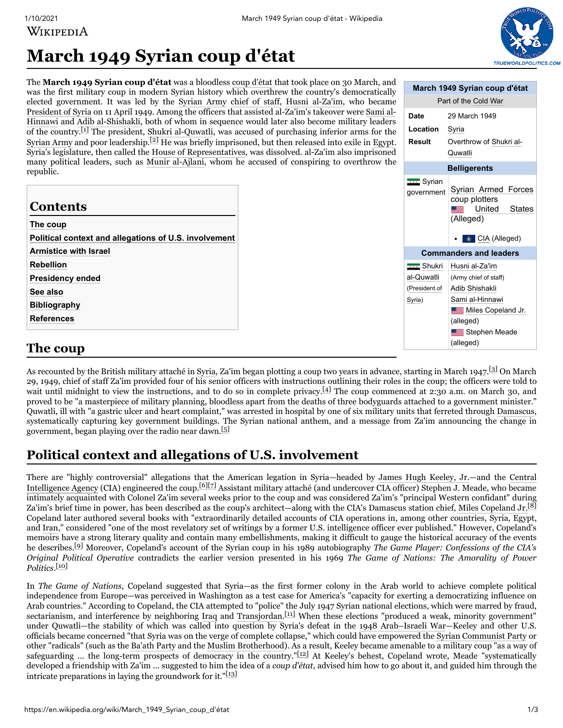# March 1949 Syrian coup d'état

The **March 1949 Syrian coup d'état** was a bloodless coup d'état that took place on 30 March, and was the first military coup in modern Syrian history which overthrew the country's democratically elected government. It was led by the Syrian Army chief of staff, Husni al-Za'im, who became President of Syria on 11 April 1949. Among the officers that assisted al-Za'im's takeover were Sami al-Hinnawi and Adib al-Shishakli, both of whom in sequence would later also become military leaders of the country.[1] The president, Shukri al-Quwatli, was accused of purchasing inferior arms for the Syrian Army and poor leadership.[2] He was briefly imprisoned, but then released into exile in Egypt. Syria's legislature, then called the House of Representatives, was dissolved. al-Za'im also imprisoned many political leaders, such as Munir al-Ajlani, whom he accused of conspiring to overthrow the republic.

| March 1949 Syrian coup d'état | |
|---|---|
| Part of the Cold War | |
| **Date** | 29 March 1949 |
| **Location** | Syria |
| **Result** | Overthrow of Shukri al-Quwatli |
| **Belligerents** | |
| Syrian government | Syrian Armed Forces coup plotters<br>United States (Alleged)<br>• CIA (Alleged) |
| **Commanders and leaders** | |
| Shukri al-Quwatli (President of Syria) | Husni al-Za'im (Army chief of staff)<br>Adib Shishakli<br>Sami al-Hinnawi<br>Miles Copeland Jr. (alleged)<br>Stephen Meade (alleged) |

**Contents**

- The coup
- Political context and allegations of U.S. involvement
- Armistice with Israel
- Rebellion
- Presidency ended
- See also
- Bibliography
- References

## The coup

As recounted by the British military attaché in Syria, Za'im began plotting a coup two years in advance, starting in March 1947.[3] On March 29, 1949, chief of staff Za'im provided four of his senior officers with instructions outlining their roles in the coup; the officers were told to wait until midnight to view the instructions, and to do so in complete privacy.[4] The coup commenced at 2:30 a.m. on March 30, and proved to be "a masterpiece of military planning, bloodless apart from the deaths of three bodyguards attached to a government minister." Quwatli, ill with "a gastric ulcer and heart complaint," was arrested in hospital by one of six military units that ferreted through Damascus, systematically capturing key government buildings. The Syrian national anthem, and a message from Za'im announcing the change in government, began playing over the radio near dawn.[5]

## Political context and allegations of U.S. involvement

There are "highly controversial" allegations that the American legation in Syria—headed by James Hugh Keeley, Jr.—and the Central Intelligence Agency (CIA) engineered the coup.[6][7] Assistant military attaché (and undercover CIA officer) Stephen J. Meade, who became intimately acquainted with Colonel Za'im several weeks prior to the coup and was considered Za'im's "principal Western confidant" during Za'im's brief time in power, has been described as the coup's architect—along with the CIA's Damascus station chief, Miles Copeland Jr.[8] Copeland later authored several books with "extraordinarily detailed accounts of CIA operations in, among other countries, Syria, Egypt, and Iran," considered "one of the most revelatory set of writings by a former U.S. intelligence officer ever published." However, Copeland's memoirs have a strong literary quality and contain many embellishments, making it difficult to gauge the historical accuracy of the events he describes.[9] Moreover, Copeland's account of the Syrian coup in his 1989 autobiography *The Game Player: Confessions of the CIA's Original Political Operative* contradicts the earlier version presented in his 1969 *The Game of Nations: The Amorality of Power Politics*.[10]

In *The Game of Nations*, Copeland suggested that Syria—as the first former colony in the Arab world to achieve complete political independence from Europe—was perceived in Washington as a test case for America's "capacity for exerting a democratizing influence on Arab countries." According to Copeland, the CIA attempted to "police" the July 1947 Syrian national elections, which were marred by fraud, sectarianism, and interference by neighboring Iraq and Transjordan.[11] When these elections "produced a weak, minority government" under Quwatli—the stability of which was called into question by Syria's defeat in the 1948 Arab–Israeli War—Keeley and other U.S. officials became concerned "that Syria was on the verge of complete collapse," which could have empowered the Syrian Communist Party or other "radicals" (such as the Ba'ath Party and the Muslim Brotherhood). As a result, Keeley became amenable to a military coup "as a way of safeguarding ... the long-term prospects of democracy in the country."[12] At Keeley's behest, Copeland wrote, Meade "systematically developed a friendship with Za'im ... suggested to him the idea of a *coup d'état*, advised him how to go about it, and guided him through the intricate preparations in laying the groundwork for it."[13]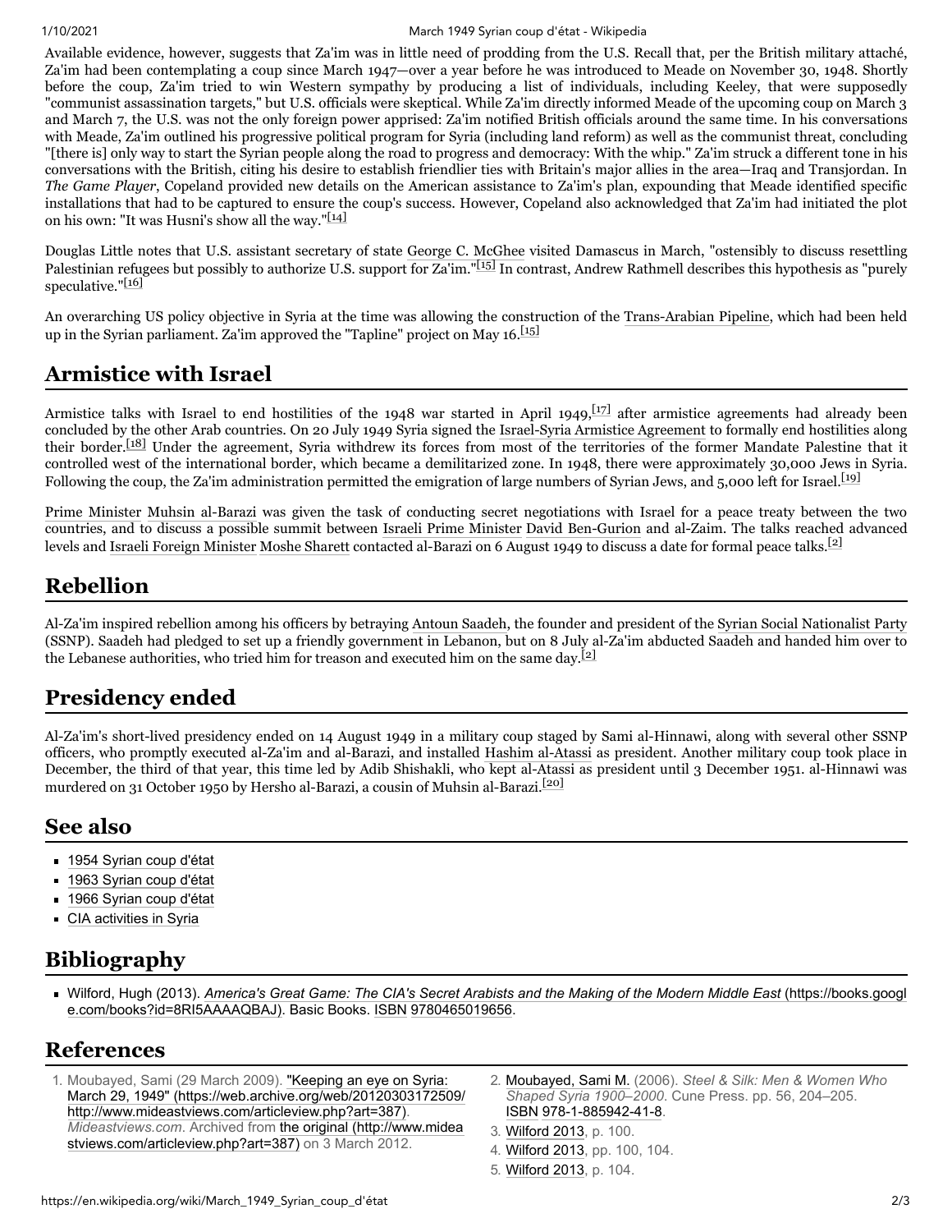Available evidence, however, suggests that Za'im was in little need of prodding from the U.S. Recall that, per the British military attaché, Za'im had been contemplating a coup since March 1947—over a year before he was introduced to Meade on November 30, 1948. Shortly before the coup, Za'im tried to win Western sympathy by producing a list of individuals, including Keeley, that were supposedly "communist assassination targets," but U.S. officials were skeptical. While Za'im directly informed Meade of the upcoming coup on March 3 and March 7, the U.S. was not the only foreign power apprised: Za'im notified British officials around the same time. In his conversations with Meade, Za'im outlined his progressive political program for Syria (including land reform) as well as the communist threat, concluding "[there is] only way to start the Syrian people along the road to progress and democracy: With the whip." Za'im struck a different tone in his conversations with the British, citing his desire to establish friendlier ties with Britain's major allies in the area—Iraq and Transjordan. In *The Game Player*, Copeland provided new details on the American assistance to Za'im's plan, expounding that Meade identified specific installations that had to be captured to ensure the coup's success. However, Copeland also acknowledged that Za'im had initiated the plot on his own: "It was Husni's show all the way."[14]

Douglas Little notes that U.S. assistant secretary of state George C. McGhee visited Damascus in March, "ostensibly to discuss resettling Palestinian refugees but possibly to authorize U.S. support for Za'im."[15] In contrast, Andrew Rathmell describes this hypothesis as "purely speculative."[16]

An overarching US policy objective in Syria at the time was allowing the construction of the Trans-Arabian Pipeline, which had been held up in the Syrian parliament. Za'im approved the "Tapline" project on May 16.[15]

## Armistice with Israel

Armistice talks with Israel to end hostilities of the 1948 war started in April 1949,[17] after armistice agreements had already been concluded by the other Arab countries. On 20 July 1949 Syria signed the Israel-Syria Armistice Agreement to formally end hostilities along their border.[18] Under the agreement, Syria withdrew its forces from most of the territories of the former Mandate Palestine that it controlled west of the international border, which became a demilitarized zone. In 1948, there were approximately 30,000 Jews in Syria. Following the coup, the Za'im administration permitted the emigration of large numbers of Syrian Jews, and 5,000 left for Israel.[19]

Prime Minister Muhsin al-Barazi was given the task of conducting secret negotiations with Israel for a peace treaty between the two countries, and to discuss a possible summit between Israeli Prime Minister David Ben-Gurion and al-Zaim. The talks reached advanced levels and Israeli Foreign Minister Moshe Sharett contacted al-Barazi on 6 August 1949 to discuss a date for formal peace talks.[2]

## Rebellion

Al-Za'im inspired rebellion among his officers by betraying Antoun Saadeh, the founder and president of the Syrian Social Nationalist Party (SSNP). Saadeh had pledged to set up a friendly government in Lebanon, but on 8 July al-Za'im abducted Saadeh and handed him over to the Lebanese authorities, who tried him for treason and executed him on the same day.[2]

## Presidency ended

Al-Za'im's short-lived presidency ended on 14 August 1949 in a military coup staged by Sami al-Hinnawi, along with several other SSNP officers, who promptly executed al-Za'im and al-Barazi, and installed Hashim al-Atassi as president. Another military coup took place in December, the third of that year, this time led by Adib Shishakli, who kept al-Atassi as president until 3 December 1951. al-Hinnawi was murdered on 31 October 1950 by Hersho al-Barazi, a cousin of Muhsin al-Barazi.[20]

## See also

- 1954 Syrian coup d'état
- 1963 Syrian coup d'état
- 1966 Syrian coup d'état
- CIA activities in Syria

## Bibliography

- Wilford, Hugh (2013). *America's Great Game: The CIA's Secret Arabists and the Making of the Modern Middle East* (https://books.google.com/books?id=8RI5AAAAQBAJ). Basic Books. ISBN 9780465019656.

## References

1. Moubayed, Sami (29 March 2009). "Keeping an eye on Syria: March 29, 1949" (https://web.archive.org/web/20120303172509/http://www.mideastviews.com/articleview.php?art=387). *Mideastviews.com*. Archived from the original (http://www.mideastviews.com/articleview.php?art=387) on 3 March 2012.
2. Moubayed, Sami M. (2006). *Steel & Silk: Men & Women Who Shaped Syria 1900–2000*. Cune Press. pp. 56, 204–205. ISBN 978-1-885942-41-8.
3. Wilford 2013, p. 100.
4. Wilford 2013, pp. 100, 104.
5. Wilford 2013, p. 104.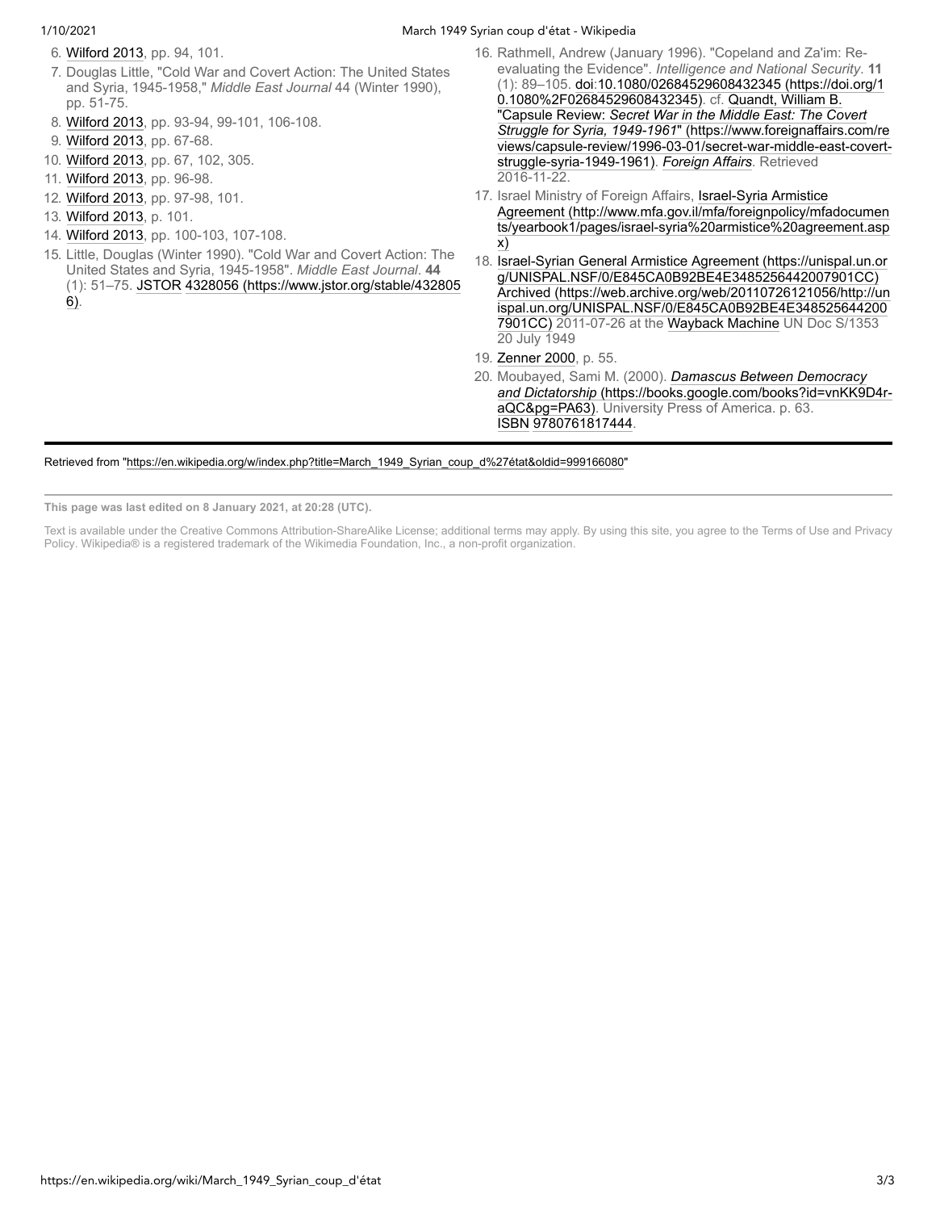6. Wilford 2013, pp. 94, 101.
7. Douglas Little, "Cold War and Covert Action: The United States and Syria, 1945-1958," *Middle East Journal* 44 (Winter 1990), pp. 51-75.
8. Wilford 2013, pp. 93-94, 99-101, 106-108.
9. Wilford 2013, pp. 67-68.
10. Wilford 2013, pp. 67, 102, 305.
11. Wilford 2013, pp. 96-98.
12. Wilford 2013, pp. 97-98, 101.
13. Wilford 2013, p. 101.
14. Wilford 2013, pp. 100-103, 107-108.
15. Little, Douglas (Winter 1990). "Cold War and Covert Action: The United States and Syria, 1945-1958". *Middle East Journal*. **44** (1): 51–75. JSTOR 4328056 (https://www.jstor.org/stable/4328056).
16. Rathmell, Andrew (January 1996). "Copeland and Za'im: Re-evaluating the Evidence". *Intelligence and National Security*. **11** (1): 89–105. doi:10.1080/02684529608432345 (https://doi.org/10.1080%2F02684529608432345). cf. Quandt, William B. "Capsule Review: *Secret War in the Middle East: The Covert Struggle for Syria, 1949-1961*" (https://www.foreignaffairs.com/reviews/capsule-review/1996-03-01/secret-war-middle-east-covert-struggle-syria-1949-1961). *Foreign Affairs*. Retrieved 2016-11-22.
17. Israel Ministry of Foreign Affairs, Israel-Syria Armistice Agreement (http://www.mfa.gov.il/mfa/foreignpolicy/mfadocuments/yearbook1/pages/israel-syria%20armistice%20agreement.aspx)
18. Israel-Syrian General Armistice Agreement (https://unispal.un.org/UNISPAL.NSF/0/E845CA0B92BE4E3485256442007901CC) Archived (https://web.archive.org/web/20110726121056/http://unispal.un.org/UNISPAL.NSF/0/E845CA0B92BE4E3485256442007901CC) 2011-07-26 at the Wayback Machine UN Doc S/1353 20 July 1949
19. Zenner 2000, p. 55.
20. Moubayed, Sami M. (2000). ***Damascus Between Democracy and Dictatorship*** (https://books.google.com/books?id=vnKK9D4r-aQC&pg=PA63). University Press of America. p. 63. ISBN 9780761817444.

Retrieved from "https://en.wikipedia.org/w/index.php?title=March_1949_Syrian_coup_d%27état&oldid=999166080"

**This page was last edited on 8 January 2021, at 20:28 (UTC).**

Text is available under the Creative Commons Attribution-ShareAlike License; additional terms may apply. By using this site, you agree to the Terms of Use and Privacy Policy. Wikipedia® is a registered trademark of the Wikimedia Foundation, Inc., a non-profit organization.